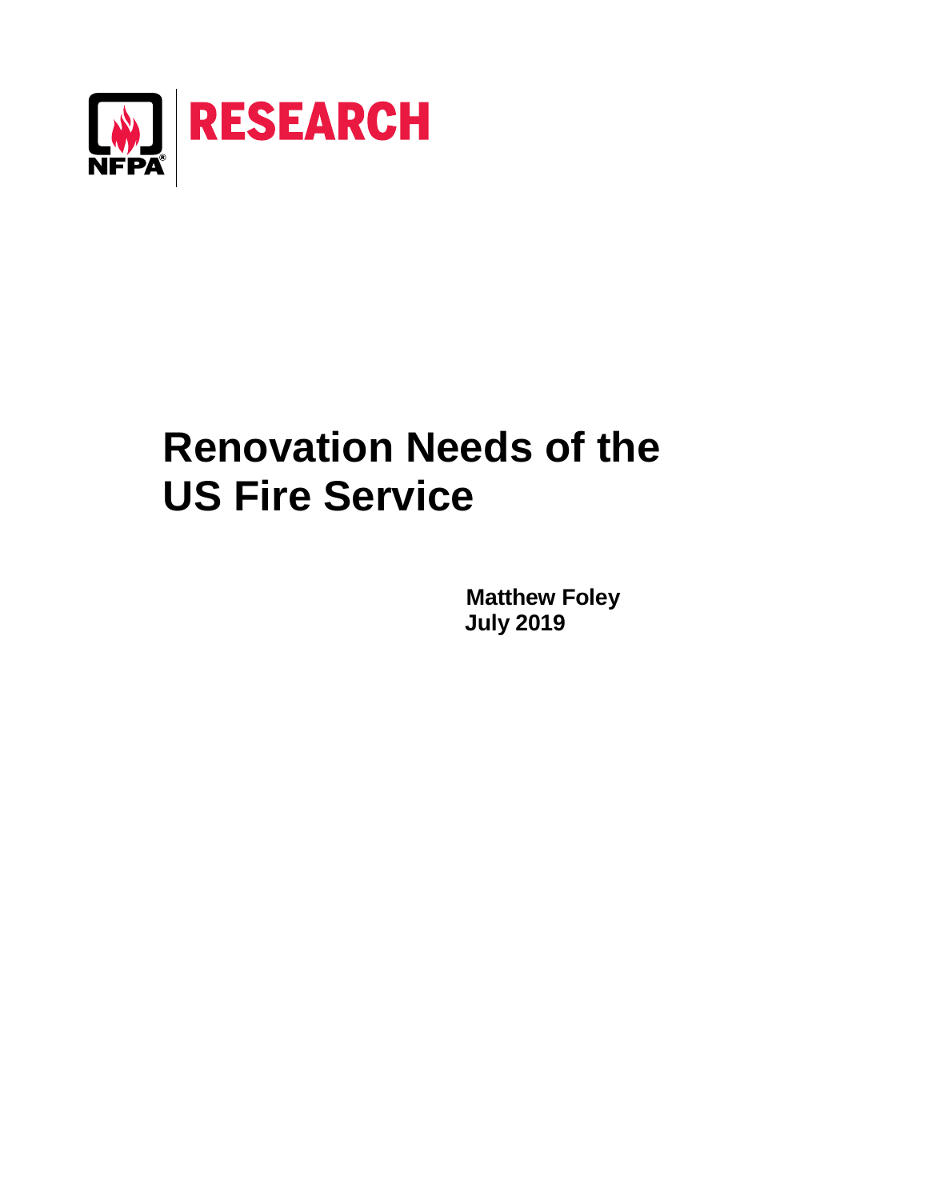NFPA RESEARCH

# Renovation Needs of the US Fire Service

**Matthew Foley**
**July 2019**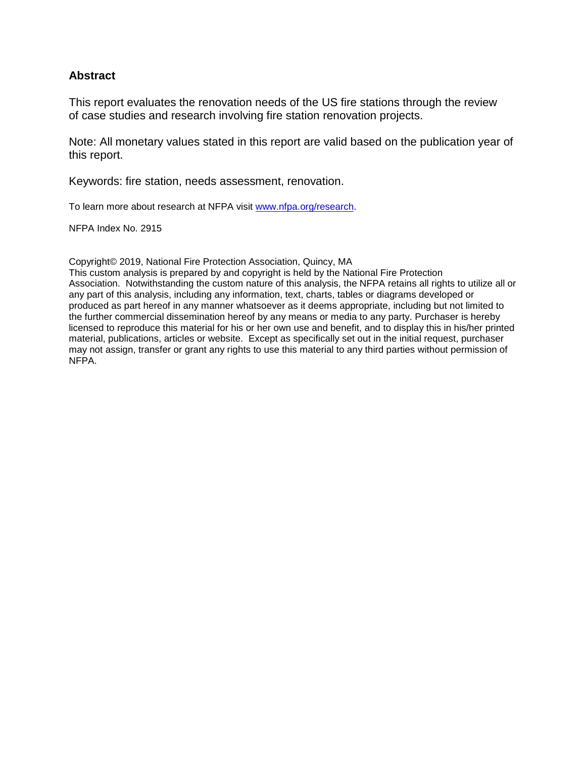## Abstract

This report evaluates the renovation needs of the US fire stations through the review of case studies and research involving fire station renovation projects.

Note: All monetary values stated in this report are valid based on the publication year of this report.

Keywords: fire station, needs assessment, renovation.

To learn more about research at NFPA visit [www.nfpa.org/research](http://www.nfpa.org/research).

NFPA Index No. 2915

Copyright© 2019, National Fire Protection Association, Quincy, MA
This custom analysis is prepared by and copyright is held by the National Fire Protection Association. Notwithstanding the custom nature of this analysis, the NFPA retains all rights to utilize all or any part of this analysis, including any information, text, charts, tables or diagrams developed or produced as part hereof in any manner whatsoever as it deems appropriate, including but not limited to the further commercial dissemination hereof by any means or media to any party. Purchaser is hereby licensed to reproduce this material for his or her own use and benefit, and to display this in his/her printed material, publications, articles or website. Except as specifically set out in the initial request, purchaser may not assign, transfer or grant any rights to use this material to any third parties without permission of NFPA.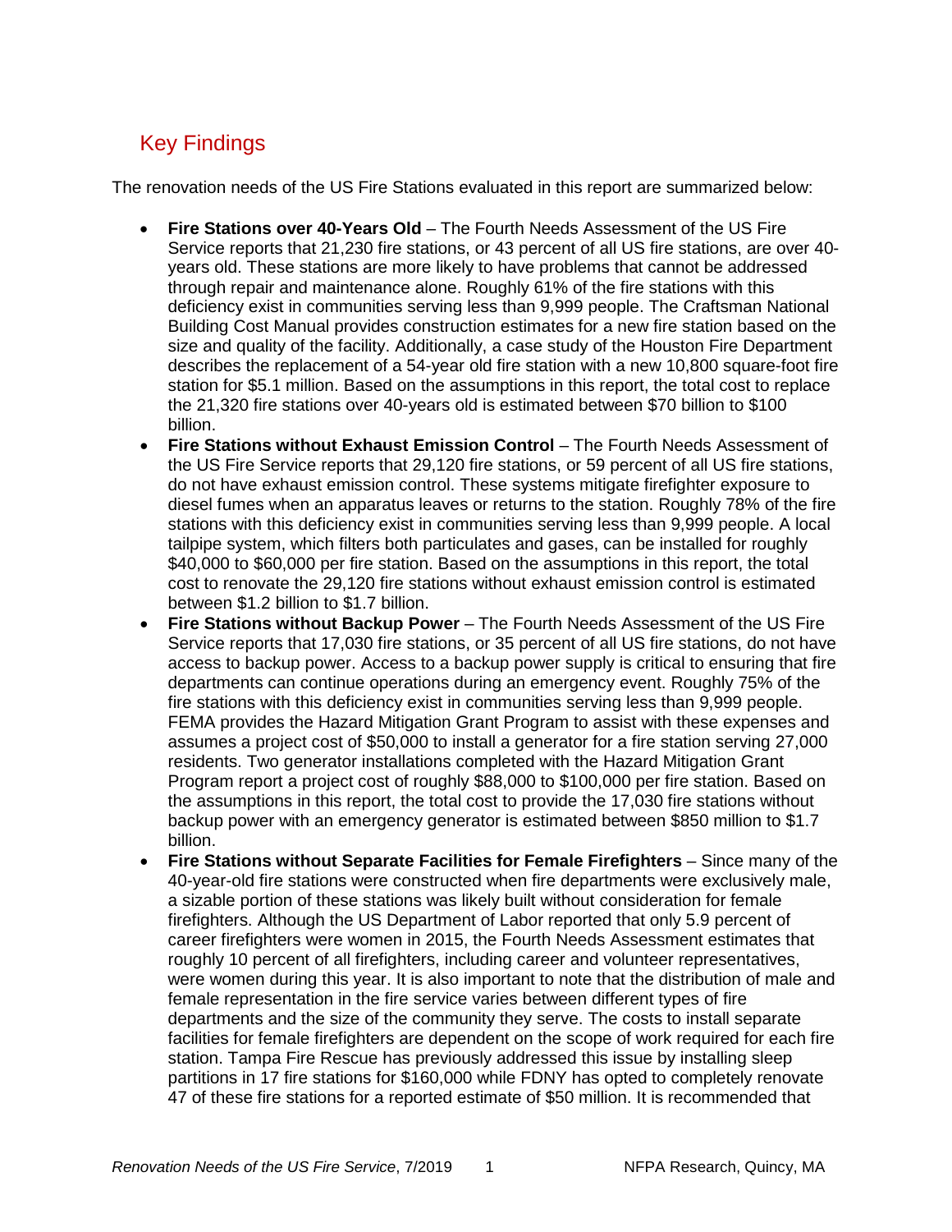## Key Findings

The renovation needs of the US Fire Stations evaluated in this report are summarized below:

- **Fire Stations over 40-Years Old** – The Fourth Needs Assessment of the US Fire Service reports that 21,230 fire stations, or 43 percent of all US fire stations, are over 40-years old. These stations are more likely to have problems that cannot be addressed through repair and maintenance alone. Roughly 61% of the fire stations with this deficiency exist in communities serving less than 9,999 people. The Craftsman National Building Cost Manual provides construction estimates for a new fire station based on the size and quality of the facility. Additionally, a case study of the Houston Fire Department describes the replacement of a 54-year old fire station with a new 10,800 square-foot fire station for $5.1 million. Based on the assumptions in this report, the total cost to replace the 21,320 fire stations over 40-years old is estimated between $70 billion to $100 billion.
- **Fire Stations without Exhaust Emission Control** – The Fourth Needs Assessment of the US Fire Service reports that 29,120 fire stations, or 59 percent of all US fire stations, do not have exhaust emission control. These systems mitigate firefighter exposure to diesel fumes when an apparatus leaves or returns to the station. Roughly 78% of the fire stations with this deficiency exist in communities serving less than 9,999 people. A local tailpipe system, which filters both particulates and gases, can be installed for roughly $40,000 to $60,000 per fire station. Based on the assumptions in this report, the total cost to renovate the 29,120 fire stations without exhaust emission control is estimated between $1.2 billion to $1.7 billion.
- **Fire Stations without Backup Power** – The Fourth Needs Assessment of the US Fire Service reports that 17,030 fire stations, or 35 percent of all US fire stations, do not have access to backup power. Access to a backup power supply is critical to ensuring that fire departments can continue operations during an emergency event. Roughly 75% of the fire stations with this deficiency exist in communities serving less than 9,999 people. FEMA provides the Hazard Mitigation Grant Program to assist with these expenses and assumes a project cost of $50,000 to install a generator for a fire station serving 27,000 residents. Two generator installations completed with the Hazard Mitigation Grant Program report a project cost of roughly $88,000 to $100,000 per fire station. Based on the assumptions in this report, the total cost to provide the 17,030 fire stations without backup power with an emergency generator is estimated between $850 million to $1.7 billion.
- **Fire Stations without Separate Facilities for Female Firefighters** – Since many of the 40-year-old fire stations were constructed when fire departments were exclusively male, a sizable portion of these stations was likely built without consideration for female firefighters. Although the US Department of Labor reported that only 5.9 percent of career firefighters were women in 2015, the Fourth Needs Assessment estimates that roughly 10 percent of all firefighters, including career and volunteer representatives, were women during this year. It is also important to note that the distribution of male and female representation in the fire service varies between different types of fire departments and the size of the community they serve. The costs to install separate facilities for female firefighters are dependent on the scope of work required for each fire station. Tampa Fire Rescue has previously addressed this issue by installing sleep partitions in 17 fire stations for $160,000 while FDNY has opted to completely renovate 47 of these fire stations for a reported estimate of $50 million. It is recommended that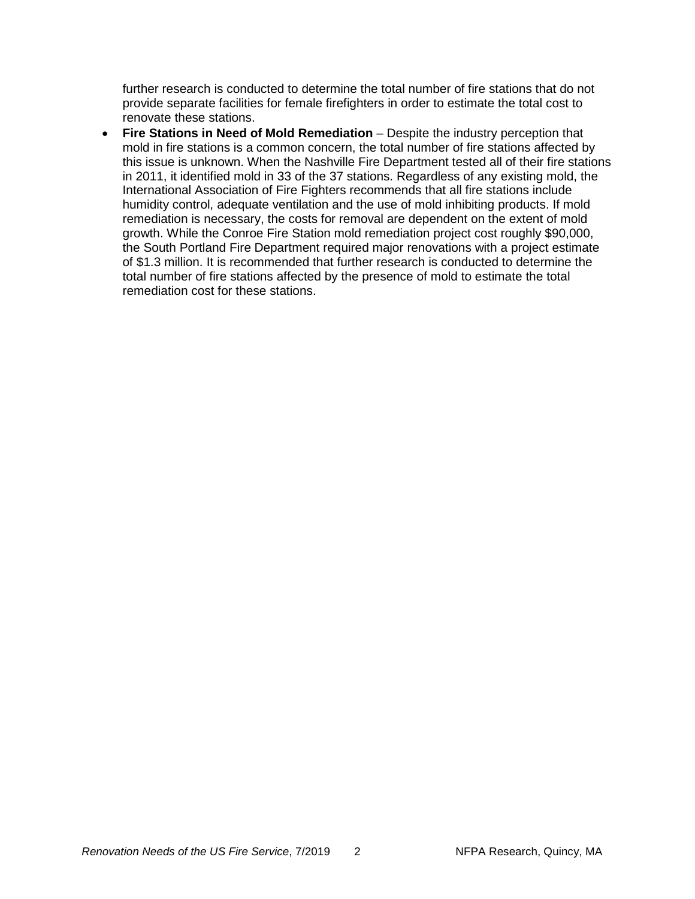further research is conducted to determine the total number of fire stations that do not provide separate facilities for female firefighters in order to estimate the total cost to renovate these stations.

- **Fire Stations in Need of Mold Remediation** – Despite the industry perception that mold in fire stations is a common concern, the total number of fire stations affected by this issue is unknown. When the Nashville Fire Department tested all of their fire stations in 2011, it identified mold in 33 of the 37 stations. Regardless of any existing mold, the International Association of Fire Fighters recommends that all fire stations include humidity control, adequate ventilation and the use of mold inhibiting products. If mold remediation is necessary, the costs for removal are dependent on the extent of mold growth. While the Conroe Fire Station mold remediation project cost roughly $90,000, the South Portland Fire Department required major renovations with a project estimate of $1.3 million. It is recommended that further research is conducted to determine the total number of fire stations affected by the presence of mold to estimate the total remediation cost for these stations.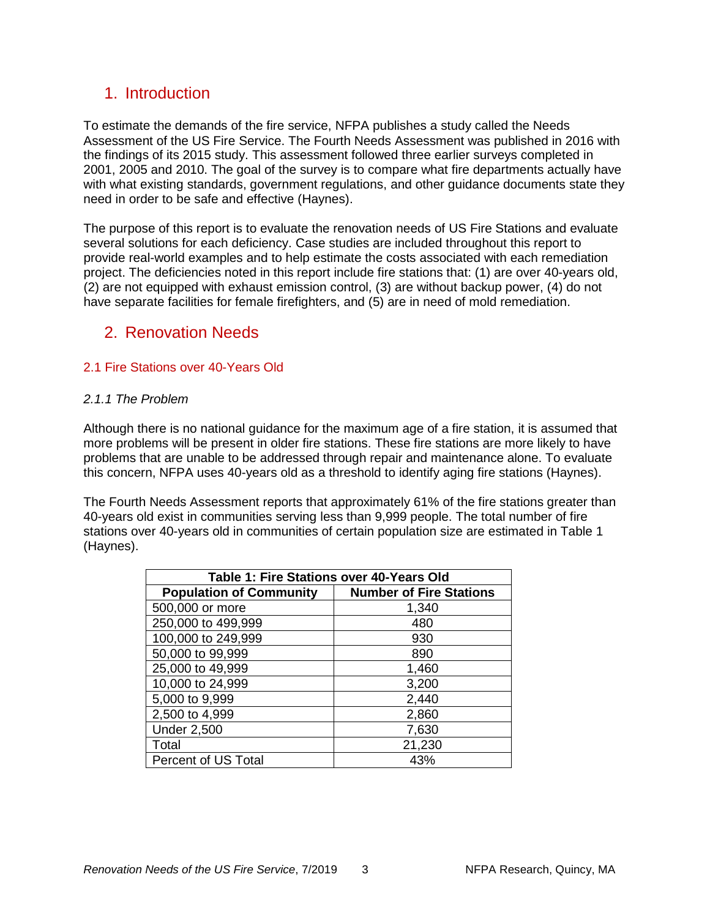# 1. Introduction

To estimate the demands of the fire service, NFPA publishes a study called the Needs Assessment of the US Fire Service. The Fourth Needs Assessment was published in 2016 with the findings of its 2015 study. This assessment followed three earlier surveys completed in 2001, 2005 and 2010. The goal of the survey is to compare what fire departments actually have with what existing standards, government regulations, and other guidance documents state they need in order to be safe and effective (Haynes).

The purpose of this report is to evaluate the renovation needs of US Fire Stations and evaluate several solutions for each deficiency. Case studies are included throughout this report to provide real-world examples and to help estimate the costs associated with each remediation project. The deficiencies noted in this report include fire stations that: (1) are over 40-years old, (2) are not equipped with exhaust emission control, (3) are without backup power, (4) do not have separate facilities for female firefighters, and (5) are in need of mold remediation.

# 2. Renovation Needs

## 2.1 Fire Stations over 40-Years Old

### *2.1.1 The Problem*

Although there is no national guidance for the maximum age of a fire station, it is assumed that more problems will be present in older fire stations. These fire stations are more likely to have problems that are unable to be addressed through repair and maintenance alone. To evaluate this concern, NFPA uses 40-years old as a threshold to identify aging fire stations (Haynes).

The Fourth Needs Assessment reports that approximately 61% of the fire stations greater than 40-years old exist in communities serving less than 9,999 people. The total number of fire stations over 40-years old in communities of certain population size are estimated in Table 1 (Haynes).

**Table 1: Fire Stations over 40-Years Old**

| Population of Community | Number of Fire Stations |
|---|---|
| 500,000 or more | 1,340 |
| 250,000 to 499,999 | 480 |
| 100,000 to 249,999 | 930 |
| 50,000 to 99,999 | 890 |
| 25,000 to 49,999 | 1,460 |
| 10,000 to 24,999 | 3,200 |
| 5,000 to 9,999 | 2,440 |
| 2,500 to 4,999 | 2,860 |
| Under 2,500 | 7,630 |
| Total | 21,230 |
| Percent of US Total | 43% |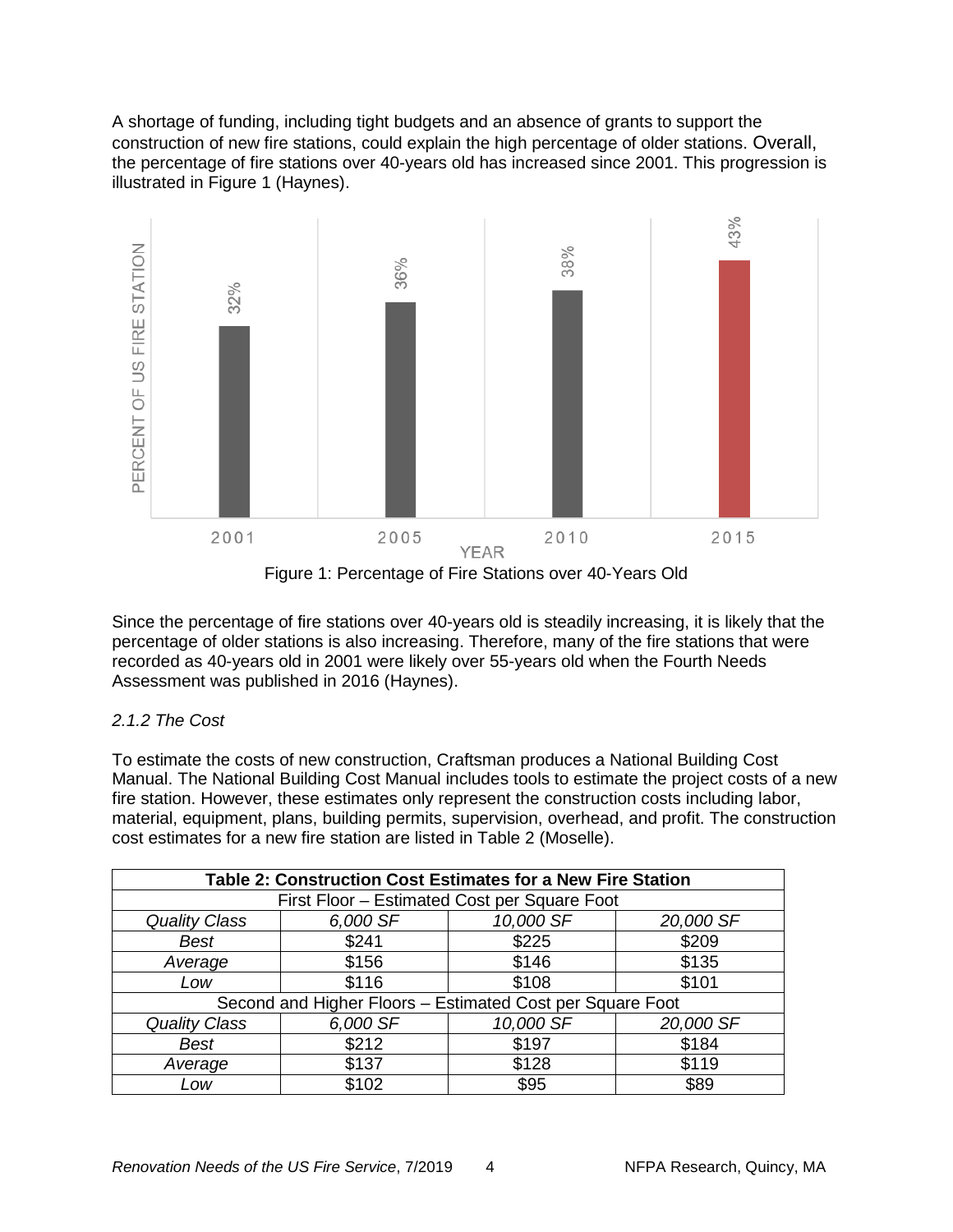A shortage of funding, including tight budgets and an absence of grants to support the construction of new fire stations, could explain the high percentage of older stations. Overall, the percentage of fire stations over 40-years old has increased since 2001. This progression is illustrated in Figure 1 (Haynes).

Figure 1: Percentage of Fire Stations over 40-Years Old

Since the percentage of fire stations over 40-years old is steadily increasing, it is likely that the percentage of older stations is also increasing. Therefore, many of the fire stations that were recorded as 40-years old in 2001 were likely over 55-years old when the Fourth Needs Assessment was published in 2016 (Haynes).

### *2.1.2 The Cost*

To estimate the costs of new construction, Craftsman produces a National Building Cost Manual. The National Building Cost Manual includes tools to estimate the project costs of a new fire station. However, these estimates only represent the construction costs including labor, material, equipment, plans, building permits, supervision, overhead, and profit. The construction cost estimates for a new fire station are listed in Table 2 (Moselle).

| **Table 2: Construction Cost Estimates for a New Fire Station** | | | |
|---|---|---|---|
| First Floor – Estimated Cost per Square Foot | | | |
| *Quality Class* | *6,000 SF* | *10,000 SF* | *20,000 SF* |
| *Best* | $241 | $225 | $209 |
| *Average* | $156 | $146 | $135 |
| *Low* | $116 | $108 | $101 |
| Second and Higher Floors – Estimated Cost per Square Foot | | | |
| *Quality Class* | *6,000 SF* | *10,000 SF* | *20,000 SF* |
| *Best* | $212 | $197 | $184 |
| *Average* | $137 | $128 | $119 |
| *Low* | $102 | $95 | $89 |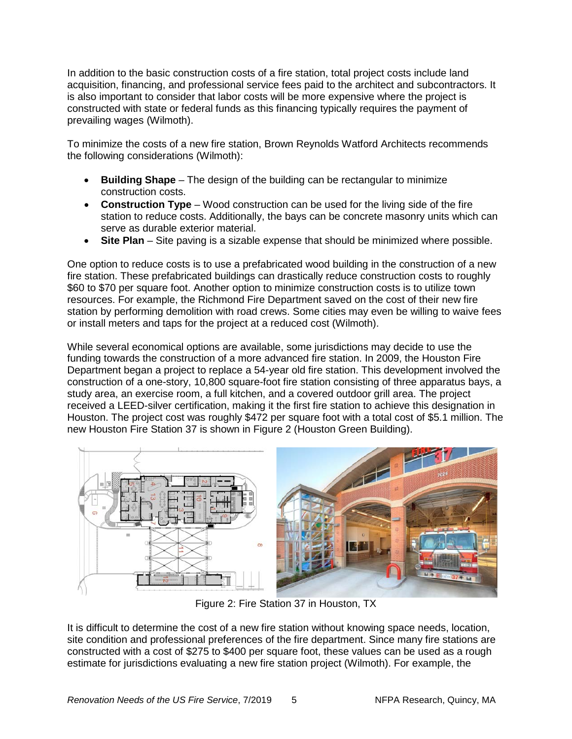In addition to the basic construction costs of a fire station, total project costs include land acquisition, financing, and professional service fees paid to the architect and subcontractors. It is also important to consider that labor costs will be more expensive where the project is constructed with state or federal funds as this financing typically requires the payment of prevailing wages (Wilmoth).

To minimize the costs of a new fire station, Brown Reynolds Watford Architects recommends the following considerations (Wilmoth):

- **Building Shape** – The design of the building can be rectangular to minimize construction costs.
- **Construction Type** – Wood construction can be used for the living side of the fire station to reduce costs. Additionally, the bays can be concrete masonry units which can serve as durable exterior material.
- **Site Plan** – Site paving is a sizable expense that should be minimized where possible.

One option to reduce costs is to use a prefabricated wood building in the construction of a new fire station. These prefabricated buildings can drastically reduce construction costs to roughly $60 to $70 per square foot. Another option to minimize construction costs is to utilize town resources. For example, the Richmond Fire Department saved on the cost of their new fire station by performing demolition with road crews. Some cities may even be willing to waive fees or install meters and taps for the project at a reduced cost (Wilmoth).

While several economical options are available, some jurisdictions may decide to use the funding towards the construction of a more advanced fire station. In 2009, the Houston Fire Department began a project to replace a 54-year old fire station. This development involved the construction of a one-story, 10,800 square-foot fire station consisting of three apparatus bays, a study area, an exercise room, a full kitchen, and a covered outdoor grill area. The project received a LEED-silver certification, making it the first fire station to achieve this designation in Houston. The project cost was roughly $472 per square foot with a total cost of $5.1 million. The new Houston Fire Station 37 is shown in Figure 2 (Houston Green Building).

Figure 2: Fire Station 37 in Houston, TX

It is difficult to determine the cost of a new fire station without knowing space needs, location, site condition and professional preferences of the fire department. Since many fire stations are constructed with a cost of $275 to $400 per square foot, these values can be used as a rough estimate for jurisdictions evaluating a new fire station project (Wilmoth). For example, the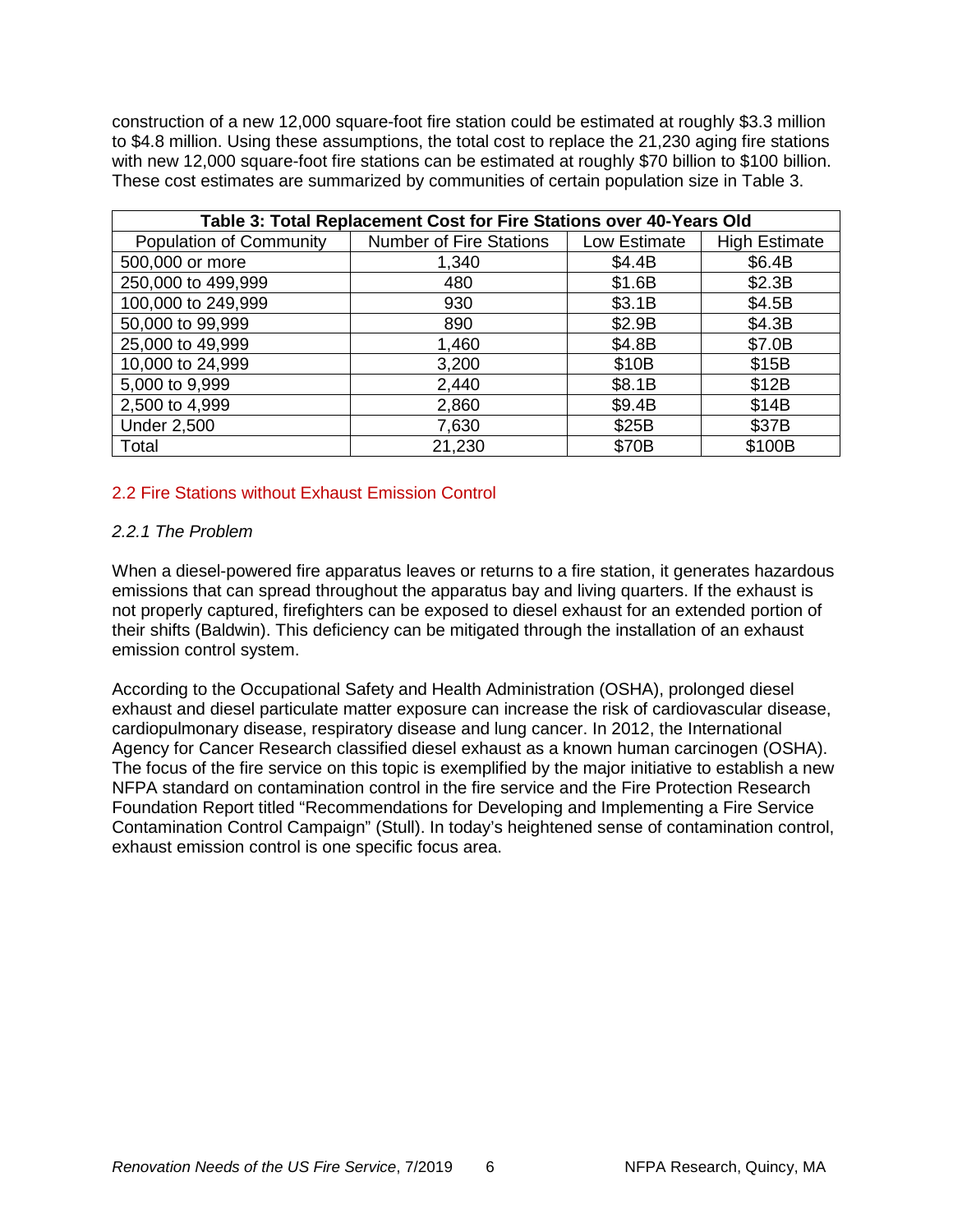construction of a new 12,000 square-foot fire station could be estimated at roughly $3.3 million to $4.8 million. Using these assumptions, the total cost to replace the 21,230 aging fire stations with new 12,000 square-foot fire stations can be estimated at roughly $70 billion to $100 billion. These cost estimates are summarized by communities of certain population size in Table 3.

**Table 3: Total Replacement Cost for Fire Stations over 40-Years Old**

| Population of Community | Number of Fire Stations | Low Estimate | High Estimate |
|---|---|---|---|
| 500,000 or more | 1,340 | $4.4B | $6.4B |
| 250,000 to 499,999 | 480 | $1.6B | $2.3B |
| 100,000 to 249,999 | 930 | $3.1B | $4.5B |
| 50,000 to 99,999 | 890 | $2.9B | $4.3B |
| 25,000 to 49,999 | 1,460 | $4.8B | $7.0B |
| 10,000 to 24,999 | 3,200 | $10B | $15B |
| 5,000 to 9,999 | 2,440 | $8.1B | $12B |
| 2,500 to 4,999 | 2,860 | $9.4B | $14B |
| Under 2,500 | 7,630 | $25B | $37B |
| Total | 21,230 | $70B | $100B |

## 2.2 Fire Stations without Exhaust Emission Control

### *2.2.1 The Problem*

When a diesel-powered fire apparatus leaves or returns to a fire station, it generates hazardous emissions that can spread throughout the apparatus bay and living quarters. If the exhaust is not properly captured, firefighters can be exposed to diesel exhaust for an extended portion of their shifts (Baldwin). This deficiency can be mitigated through the installation of an exhaust emission control system.

According to the Occupational Safety and Health Administration (OSHA), prolonged diesel exhaust and diesel particulate matter exposure can increase the risk of cardiovascular disease, cardiopulmonary disease, respiratory disease and lung cancer. In 2012, the International Agency for Cancer Research classified diesel exhaust as a known human carcinogen (OSHA). The focus of the fire service on this topic is exemplified by the major initiative to establish a new NFPA standard on contamination control in the fire service and the Fire Protection Research Foundation Report titled "Recommendations for Developing and Implementing a Fire Service Contamination Control Campaign" (Stull). In today's heightened sense of contamination control, exhaust emission control is one specific focus area.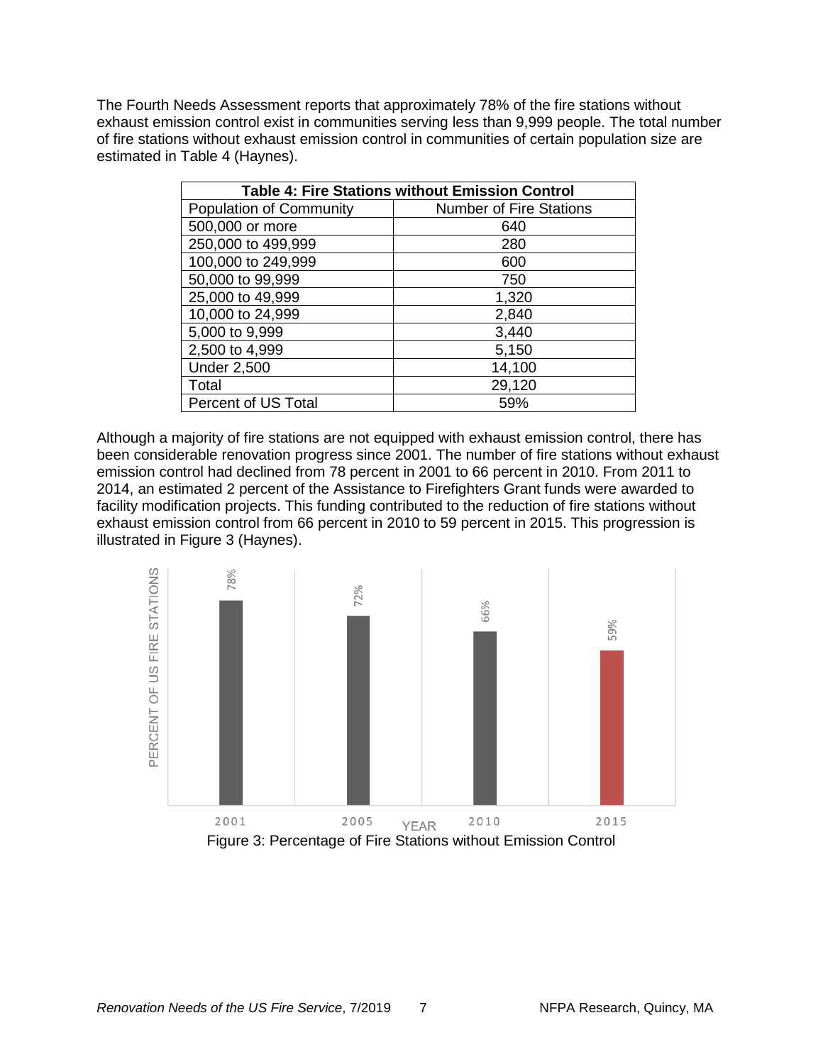The Fourth Needs Assessment reports that approximately 78% of the fire stations without exhaust emission control exist in communities serving less than 9,999 people. The total number of fire stations without exhaust emission control in communities of certain population size are estimated in Table 4 (Haynes).

**Table 4: Fire Stations without Emission Control**

| Population of Community | Number of Fire Stations |
|---|---|
| 500,000 or more | 640 |
| 250,000 to 499,999 | 280 |
| 100,000 to 249,999 | 600 |
| 50,000 to 99,999 | 750 |
| 25,000 to 49,999 | 1,320 |
| 10,000 to 24,999 | 2,840 |
| 5,000 to 9,999 | 3,440 |
| 2,500 to 4,999 | 5,150 |
| Under 2,500 | 14,100 |
| Total | 29,120 |
| Percent of US Total | 59% |

Although a majority of fire stations are not equipped with exhaust emission control, there has been considerable renovation progress since 2001. The number of fire stations without exhaust emission control had declined from 78 percent in 2001 to 66 percent in 2010. From 2011 to 2014, an estimated 2 percent of the Assistance to Firefighters Grant funds were awarded to facility modification projects. This funding contributed to the reduction of fire stations without exhaust emission control from 66 percent in 2010 to 59 percent in 2015. This progression is illustrated in Figure 3 (Haynes).

| YEAR | PERCENT OF US FIRE STATIONS |
|---|---|
| 2001 | 78% |
| 2005 | 72% |
| 2010 | 66% |
| 2015 | 59% |

Figure 3: Percentage of Fire Stations without Emission Control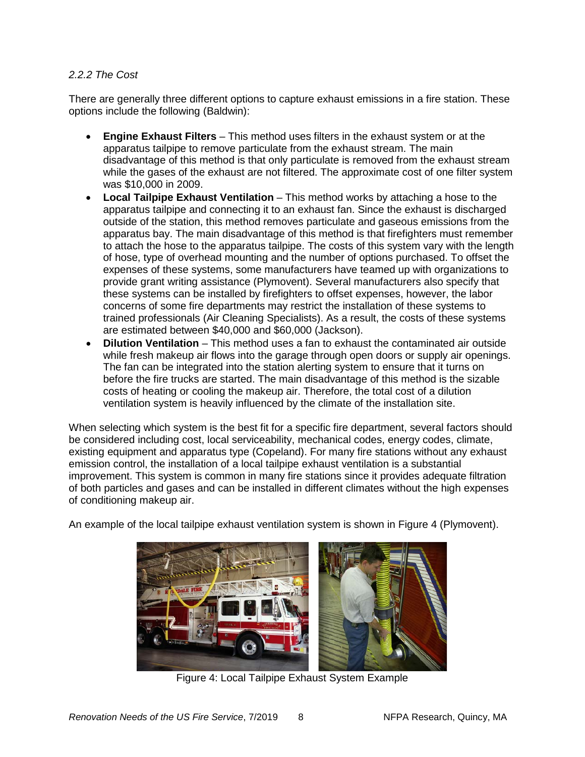### *2.2.2 The Cost*

There are generally three different options to capture exhaust emissions in a fire station. These options include the following (Baldwin):

- **Engine Exhaust Filters** – This method uses filters in the exhaust system or at the apparatus tailpipe to remove particulate from the exhaust stream. The main disadvantage of this method is that only particulate is removed from the exhaust stream while the gases of the exhaust are not filtered. The approximate cost of one filter system was $10,000 in 2009.
- **Local Tailpipe Exhaust Ventilation** – This method works by attaching a hose to the apparatus tailpipe and connecting it to an exhaust fan. Since the exhaust is discharged outside of the station, this method removes particulate and gaseous emissions from the apparatus bay. The main disadvantage of this method is that firefighters must remember to attach the hose to the apparatus tailpipe. The costs of this system vary with the length of hose, type of overhead mounting and the number of options purchased. To offset the expenses of these systems, some manufacturers have teamed up with organizations to provide grant writing assistance (Plymovent). Several manufacturers also specify that these systems can be installed by firefighters to offset expenses, however, the labor concerns of some fire departments may restrict the installation of these systems to trained professionals (Air Cleaning Specialists). As a result, the costs of these systems are estimated between $40,000 and $60,000 (Jackson).
- **Dilution Ventilation** – This method uses a fan to exhaust the contaminated air outside while fresh makeup air flows into the garage through open doors or supply air openings. The fan can be integrated into the station alerting system to ensure that it turns on before the fire trucks are started. The main disadvantage of this method is the sizable costs of heating or cooling the makeup air. Therefore, the total cost of a dilution ventilation system is heavily influenced by the climate of the installation site.

When selecting which system is the best fit for a specific fire department, several factors should be considered including cost, local serviceability, mechanical codes, energy codes, climate, existing equipment and apparatus type (Copeland). For many fire stations without any exhaust emission control, the installation of a local tailpipe exhaust ventilation is a substantial improvement. This system is common in many fire stations since it provides adequate filtration of both particles and gases and can be installed in different climates without the high expenses of conditioning makeup air.

An example of the local tailpipe exhaust ventilation system is shown in Figure 4 (Plymovent).

Figure 4: Local Tailpipe Exhaust System Example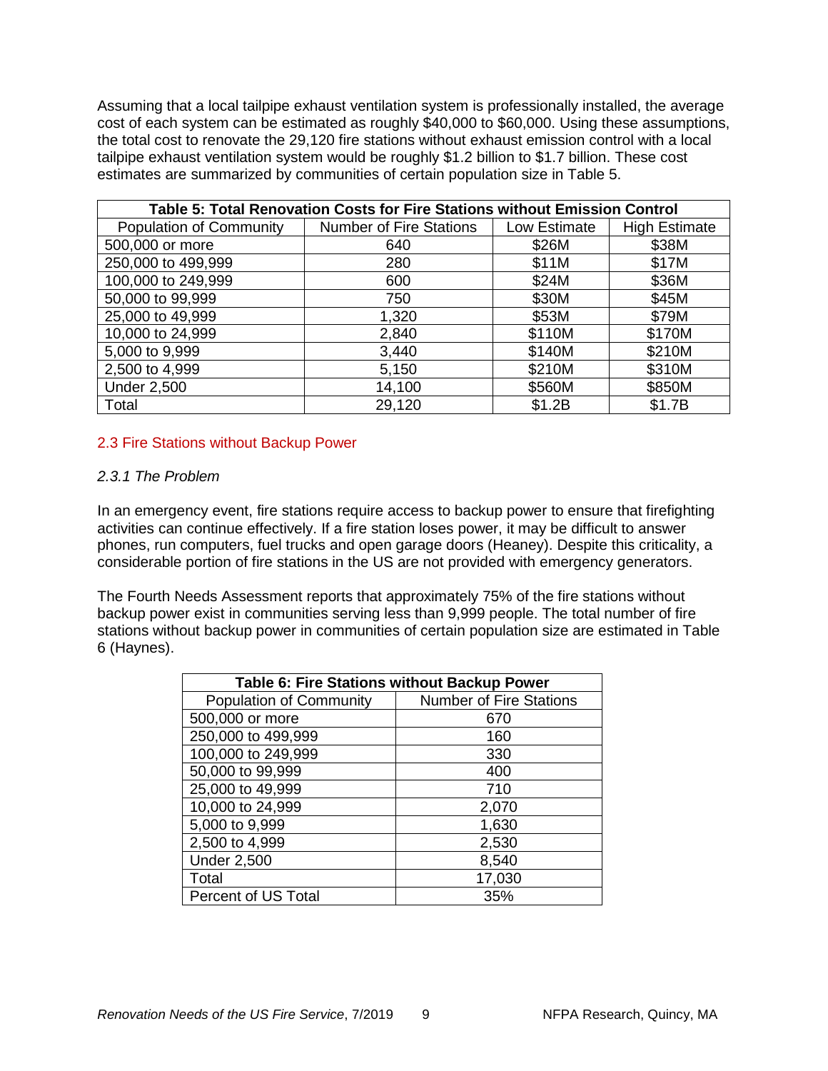Assuming that a local tailpipe exhaust ventilation system is professionally installed, the average cost of each system can be estimated as roughly $40,000 to $60,000. Using these assumptions, the total cost to renovate the 29,120 fire stations without exhaust emission control with a local tailpipe exhaust ventilation system would be roughly $1.2 billion to $1.7 billion. These cost estimates are summarized by communities of certain population size in Table 5.

| Table 5: Total Renovation Costs for Fire Stations without Emission Control | | | |
|---|---|---|---|
| Population of Community | Number of Fire Stations | Low Estimate | High Estimate |
| 500,000 or more | 640 | $26M | $38M |
| 250,000 to 499,999 | 280 | $11M | $17M |
| 100,000 to 249,999 | 600 | $24M | $36M |
| 50,000 to 99,999 | 750 | $30M | $45M |
| 25,000 to 49,999 | 1,320 | $53M | $79M |
| 10,000 to 24,999 | 2,840 | $110M | $170M |
| 5,000 to 9,999 | 3,440 | $140M | $210M |
| 2,500 to 4,999 | 5,150 | $210M | $310M |
| Under 2,500 | 14,100 | $560M | $850M |
| Total | 29,120 | $1.2B | $1.7B |

## 2.3 Fire Stations without Backup Power

### *2.3.1 The Problem*

In an emergency event, fire stations require access to backup power to ensure that firefighting activities can continue effectively. If a fire station loses power, it may be difficult to answer phones, run computers, fuel trucks and open garage doors (Heaney). Despite this criticality, a considerable portion of fire stations in the US are not provided with emergency generators.

The Fourth Needs Assessment reports that approximately 75% of the fire stations without backup power exist in communities serving less than 9,999 people. The total number of fire stations without backup power in communities of certain population size are estimated in Table 6 (Haynes).

| Table 6: Fire Stations without Backup Power | |
|---|---|
| Population of Community | Number of Fire Stations |
| 500,000 or more | 670 |
| 250,000 to 499,999 | 160 |
| 100,000 to 249,999 | 330 |
| 50,000 to 99,999 | 400 |
| 25,000 to 49,999 | 710 |
| 10,000 to 24,999 | 2,070 |
| 5,000 to 9,999 | 1,630 |
| 2,500 to 4,999 | 2,530 |
| Under 2,500 | 8,540 |
| Total | 17,030 |
| Percent of US Total | 35% |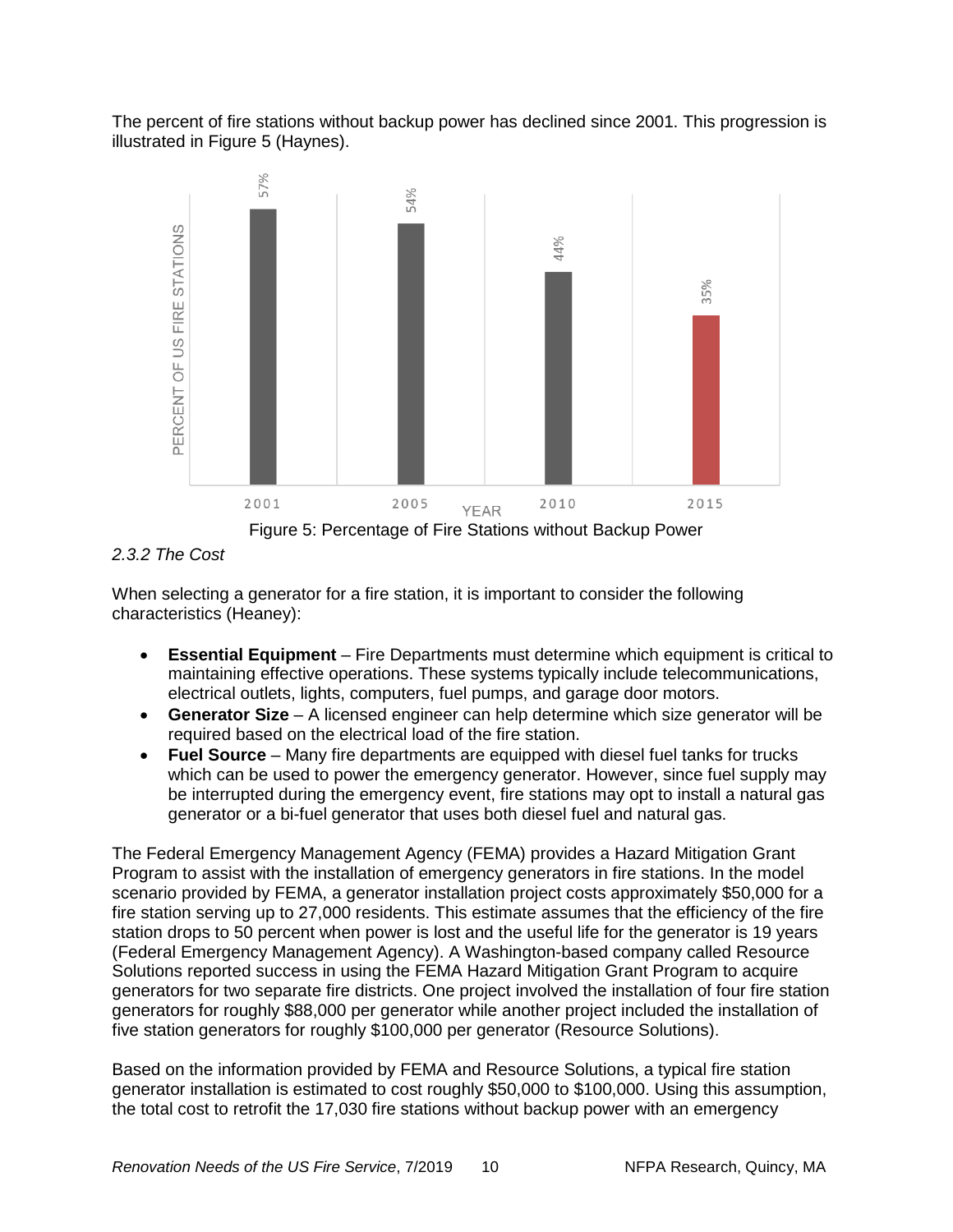The percent of fire stations without backup power has declined since 2001. This progression is illustrated in Figure 5 (Haynes).

| YEAR | PERCENT OF US FIRE STATIONS |
|---|---|
| 2001 | 57% |
| 2005 | 54% |
| 2010 | 44% |
| 2015 | 35% |

Figure 5: Percentage of Fire Stations without Backup Power

### *2.3.2 The Cost*

When selecting a generator for a fire station, it is important to consider the following characteristics (Heaney):

- **Essential Equipment** – Fire Departments must determine which equipment is critical to maintaining effective operations. These systems typically include telecommunications, electrical outlets, lights, computers, fuel pumps, and garage door motors.
- **Generator Size** – A licensed engineer can help determine which size generator will be required based on the electrical load of the fire station.
- **Fuel Source** – Many fire departments are equipped with diesel fuel tanks for trucks which can be used to power the emergency generator. However, since fuel supply may be interrupted during the emergency event, fire stations may opt to install a natural gas generator or a bi-fuel generator that uses both diesel fuel and natural gas.

The Federal Emergency Management Agency (FEMA) provides a Hazard Mitigation Grant Program to assist with the installation of emergency generators in fire stations. In the model scenario provided by FEMA, a generator installation project costs approximately $50,000 for a fire station serving up to 27,000 residents. This estimate assumes that the efficiency of the fire station drops to 50 percent when power is lost and the useful life for the generator is 19 years (Federal Emergency Management Agency). A Washington-based company called Resource Solutions reported success in using the FEMA Hazard Mitigation Grant Program to acquire generators for two separate fire districts. One project involved the installation of four fire station generators for roughly $88,000 per generator while another project included the installation of five station generators for roughly $100,000 per generator (Resource Solutions).

Based on the information provided by FEMA and Resource Solutions, a typical fire station generator installation is estimated to cost roughly $50,000 to $100,000. Using this assumption, the total cost to retrofit the 17,030 fire stations without backup power with an emergency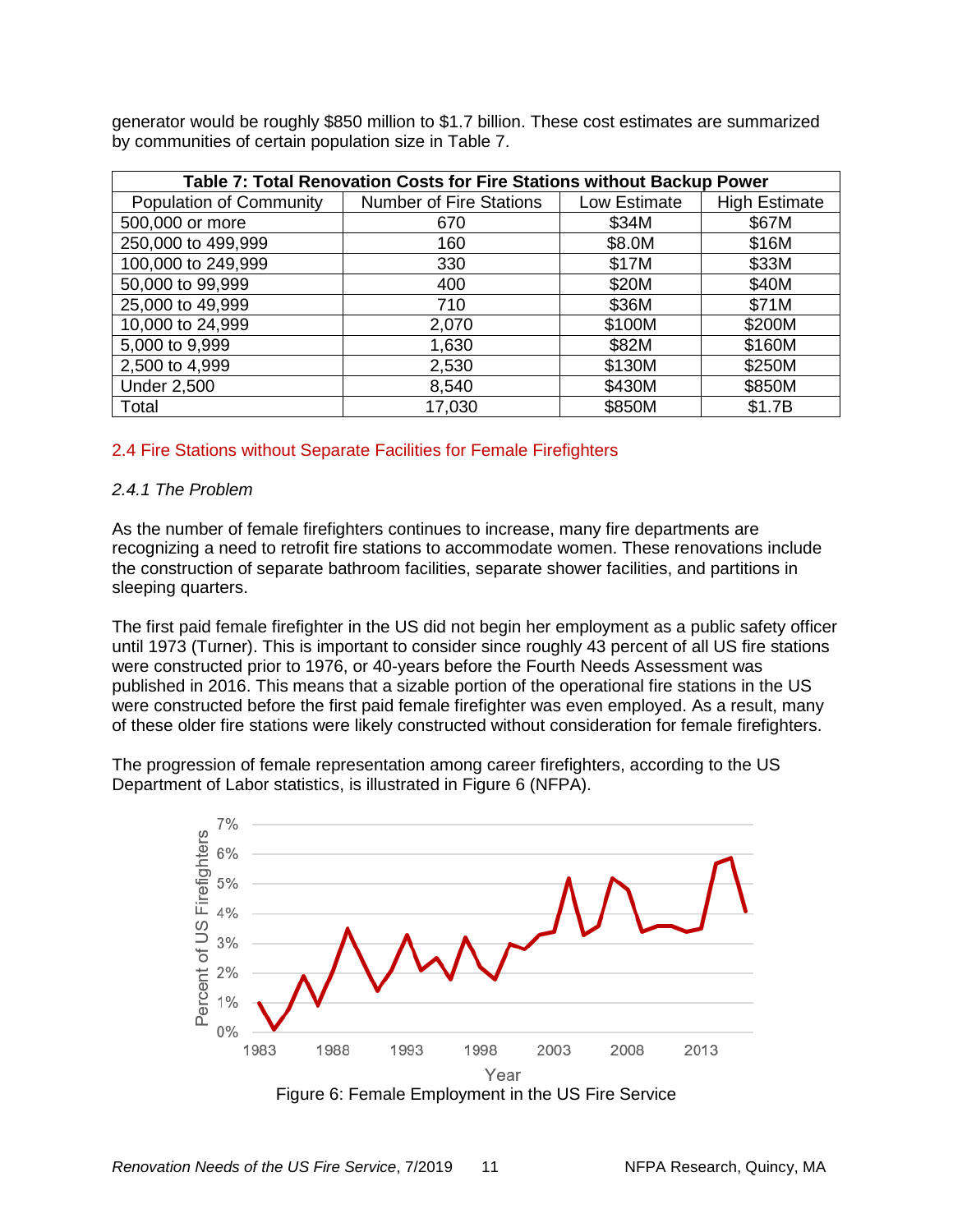generator would be roughly $850 million to $1.7 billion. These cost estimates are summarized by communities of certain population size in Table 7.

| Table 7: Total Renovation Costs for Fire Stations without Backup Power | | | |
|---|---|---|---|
| Population of Community | Number of Fire Stations | Low Estimate | High Estimate |
| 500,000 or more | 670 | $34M | $67M |
| 250,000 to 499,999 | 160 | $8.0M | $16M |
| 100,000 to 249,999 | 330 | $17M | $33M |
| 50,000 to 99,999 | 400 | $20M | $40M |
| 25,000 to 49,999 | 710 | $36M | $71M |
| 10,000 to 24,999 | 2,070 | $100M | $200M |
| 5,000 to 9,999 | 1,630 | $82M | $160M |
| 2,500 to 4,999 | 2,530 | $130M | $250M |
| Under 2,500 | 8,540 | $430M | $850M |
| Total | 17,030 | $850M | $1.7B |

## 2.4 Fire Stations without Separate Facilities for Female Firefighters

### *2.4.1 The Problem*

As the number of female firefighters continues to increase, many fire departments are recognizing a need to retrofit fire stations to accommodate women. These renovations include the construction of separate bathroom facilities, separate shower facilities, and partitions in sleeping quarters.

The first paid female firefighter in the US did not begin her employment as a public safety officer until 1973 (Turner). This is important to consider since roughly 43 percent of all US fire stations were constructed prior to 1976, or 40-years before the Fourth Needs Assessment was published in 2016. This means that a sizable portion of the operational fire stations in the US were constructed before the first paid female firefighter was even employed. As a result, many of these older fire stations were likely constructed without consideration for female firefighters.

The progression of female representation among career firefighters, according to the US Department of Labor statistics, is illustrated in Figure 6 (NFPA).

Figure 6: Female Employment in the US Fire Service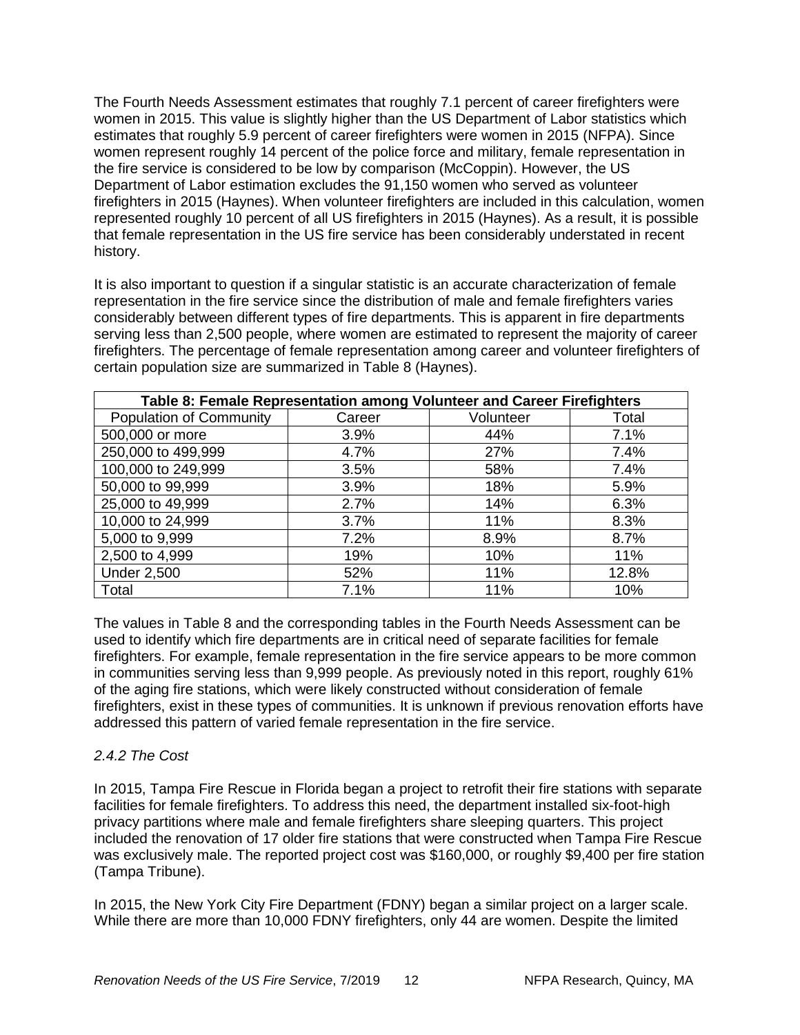The Fourth Needs Assessment estimates that roughly 7.1 percent of career firefighters were women in 2015. This value is slightly higher than the US Department of Labor statistics which estimates that roughly 5.9 percent of career firefighters were women in 2015 (NFPA). Since women represent roughly 14 percent of the police force and military, female representation in the fire service is considered to be low by comparison (McCoppin). However, the US Department of Labor estimation excludes the 91,150 women who served as volunteer firefighters in 2015 (Haynes). When volunteer firefighters are included in this calculation, women represented roughly 10 percent of all US firefighters in 2015 (Haynes). As a result, it is possible that female representation in the US fire service has been considerably understated in recent history.

It is also important to question if a singular statistic is an accurate characterization of female representation in the fire service since the distribution of male and female firefighters varies considerably between different types of fire departments. This is apparent in fire departments serving less than 2,500 people, where women are estimated to represent the majority of career firefighters. The percentage of female representation among career and volunteer firefighters of certain population size are summarized in Table 8 (Haynes).

**Table 8: Female Representation among Volunteer and Career Firefighters**

| Population of Community | Career | Volunteer | Total |
|---|---|---|---|
| 500,000 or more | 3.9% | 44% | 7.1% |
| 250,000 to 499,999 | 4.7% | 27% | 7.4% |
| 100,000 to 249,999 | 3.5% | 58% | 7.4% |
| 50,000 to 99,999 | 3.9% | 18% | 5.9% |
| 25,000 to 49,999 | 2.7% | 14% | 6.3% |
| 10,000 to 24,999 | 3.7% | 11% | 8.3% |
| 5,000 to 9,999 | 7.2% | 8.9% | 8.7% |
| 2,500 to 4,999 | 19% | 10% | 11% |
| Under 2,500 | 52% | 11% | 12.8% |
| Total | 7.1% | 11% | 10% |

The values in Table 8 and the corresponding tables in the Fourth Needs Assessment can be used to identify which fire departments are in critical need of separate facilities for female firefighters. For example, female representation in the fire service appears to be more common in communities serving less than 9,999 people. As previously noted in this report, roughly 61% of the aging fire stations, which were likely constructed without consideration of female firefighters, exist in these types of communities. It is unknown if previous renovation efforts have addressed this pattern of varied female representation in the fire service.

### *2.4.2 The Cost*

In 2015, Tampa Fire Rescue in Florida began a project to retrofit their fire stations with separate facilities for female firefighters. To address this need, the department installed six-foot-high privacy partitions where male and female firefighters share sleeping quarters. This project included the renovation of 17 older fire stations that were constructed when Tampa Fire Rescue was exclusively male. The reported project cost was $160,000, or roughly $9,400 per fire station (Tampa Tribune).

In 2015, the New York City Fire Department (FDNY) began a similar project on a larger scale. While there are more than 10,000 FDNY firefighters, only 44 are women. Despite the limited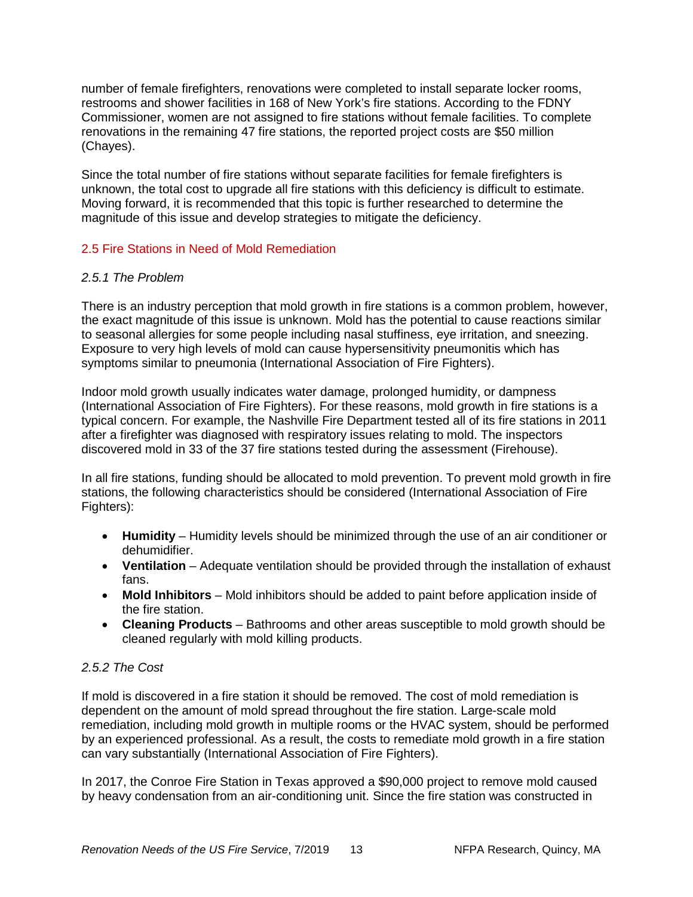number of female firefighters, renovations were completed to install separate locker rooms, restrooms and shower facilities in 168 of New York's fire stations. According to the FDNY Commissioner, women are not assigned to fire stations without female facilities. To complete renovations in the remaining 47 fire stations, the reported project costs are $50 million (Chayes).

Since the total number of fire stations without separate facilities for female firefighters is unknown, the total cost to upgrade all fire stations with this deficiency is difficult to estimate. Moving forward, it is recommended that this topic is further researched to determine the magnitude of this issue and develop strategies to mitigate the deficiency.

## 2.5 Fire Stations in Need of Mold Remediation

### *2.5.1 The Problem*

There is an industry perception that mold growth in fire stations is a common problem, however, the exact magnitude of this issue is unknown. Mold has the potential to cause reactions similar to seasonal allergies for some people including nasal stuffiness, eye irritation, and sneezing. Exposure to very high levels of mold can cause hypersensitivity pneumonitis which has symptoms similar to pneumonia (International Association of Fire Fighters).

Indoor mold growth usually indicates water damage, prolonged humidity, or dampness (International Association of Fire Fighters). For these reasons, mold growth in fire stations is a typical concern. For example, the Nashville Fire Department tested all of its fire stations in 2011 after a firefighter was diagnosed with respiratory issues relating to mold. The inspectors discovered mold in 33 of the 37 fire stations tested during the assessment (Firehouse).

In all fire stations, funding should be allocated to mold prevention. To prevent mold growth in fire stations, the following characteristics should be considered (International Association of Fire Fighters):

- **Humidity** – Humidity levels should be minimized through the use of an air conditioner or dehumidifier.
- **Ventilation** – Adequate ventilation should be provided through the installation of exhaust fans.
- **Mold Inhibitors** – Mold inhibitors should be added to paint before application inside of the fire station.
- **Cleaning Products** – Bathrooms and other areas susceptible to mold growth should be cleaned regularly with mold killing products.

### *2.5.2 The Cost*

If mold is discovered in a fire station it should be removed. The cost of mold remediation is dependent on the amount of mold spread throughout the fire station. Large-scale mold remediation, including mold growth in multiple rooms or the HVAC system, should be performed by an experienced professional. As a result, the costs to remediate mold growth in a fire station can vary substantially (International Association of Fire Fighters).

In 2017, the Conroe Fire Station in Texas approved a $90,000 project to remove mold caused by heavy condensation from an air-conditioning unit. Since the fire station was constructed in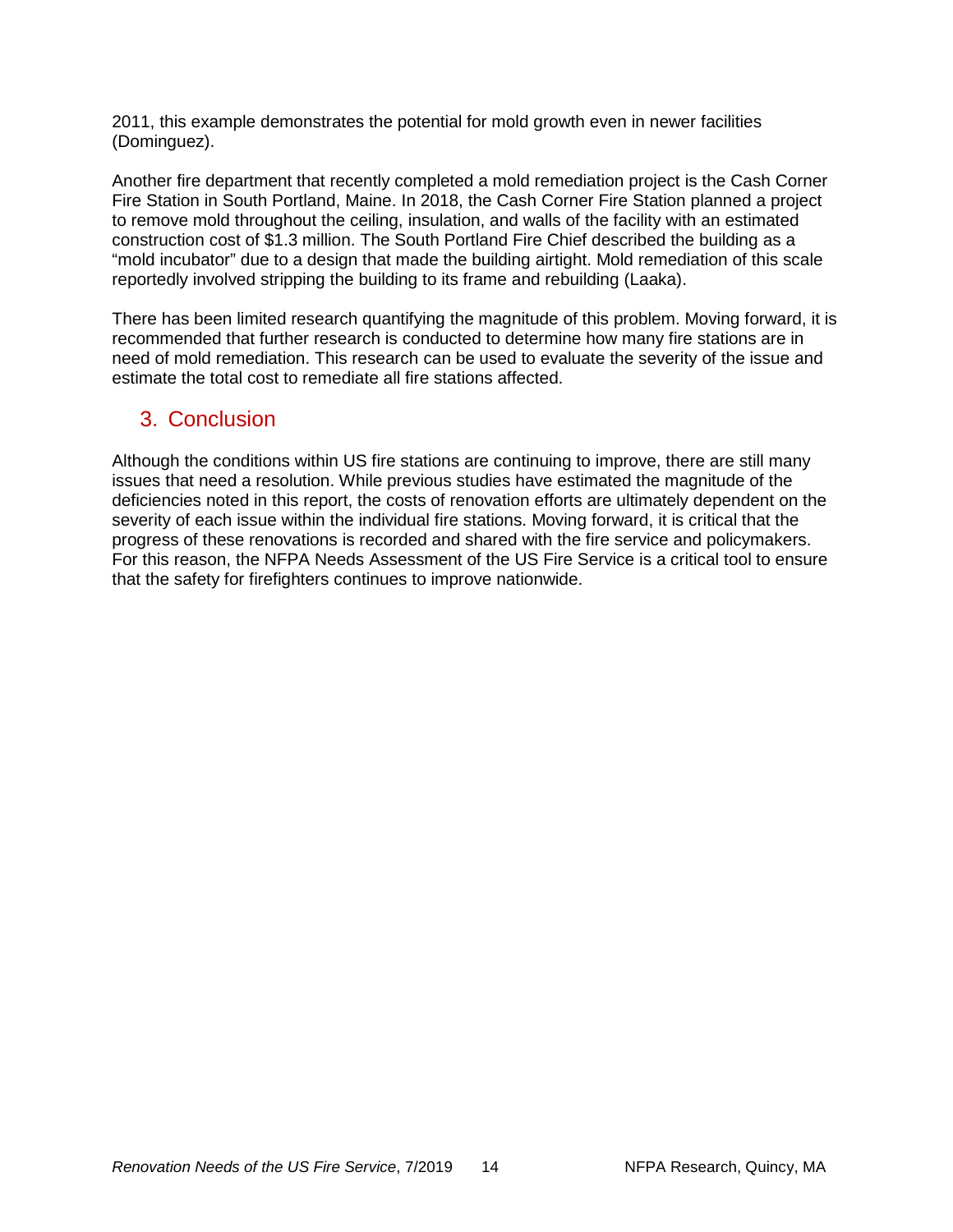2011, this example demonstrates the potential for mold growth even in newer facilities (Dominguez).

Another fire department that recently completed a mold remediation project is the Cash Corner Fire Station in South Portland, Maine. In 2018, the Cash Corner Fire Station planned a project to remove mold throughout the ceiling, insulation, and walls of the facility with an estimated construction cost of $1.3 million. The South Portland Fire Chief described the building as a "mold incubator" due to a design that made the building airtight. Mold remediation of this scale reportedly involved stripping the building to its frame and rebuilding (Laaka).

There has been limited research quantifying the magnitude of this problem. Moving forward, it is recommended that further research is conducted to determine how many fire stations are in need of mold remediation. This research can be used to evaluate the severity of the issue and estimate the total cost to remediate all fire stations affected.

## 3. Conclusion

Although the conditions within US fire stations are continuing to improve, there are still many issues that need a resolution. While previous studies have estimated the magnitude of the deficiencies noted in this report, the costs of renovation efforts are ultimately dependent on the severity of each issue within the individual fire stations. Moving forward, it is critical that the progress of these renovations is recorded and shared with the fire service and policymakers. For this reason, the NFPA Needs Assessment of the US Fire Service is a critical tool to ensure that the safety for firefighters continues to improve nationwide.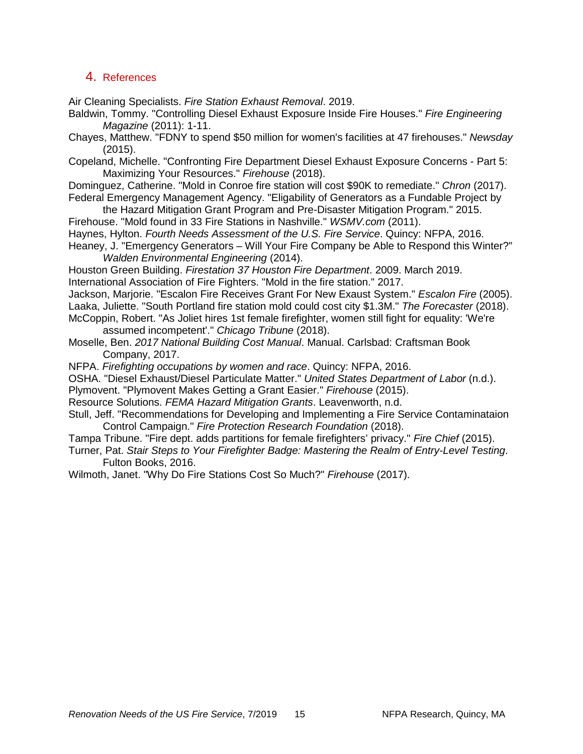## 4. References

Air Cleaning Specialists. *Fire Station Exhaust Removal*. 2019.

Baldwin, Tommy. "Controlling Diesel Exhaust Exposure Inside Fire Houses." *Fire Engineering Magazine* (2011): 1-11.

Chayes, Matthew. "FDNY to spend $50 million for women's facilities at 47 firehouses." *Newsday* (2015).

Copeland, Michelle. "Confronting Fire Department Diesel Exhaust Exposure Concerns - Part 5: Maximizing Your Resources." *Firehouse* (2018).

Dominguez, Catherine. "Mold in Conroe fire station will cost $90K to remediate." *Chron* (2017).

Federal Emergency Management Agency. "Eligability of Generators as a Fundable Project by the Hazard Mitigation Grant Program and Pre-Disaster Mitigation Program." 2015.

Firehouse. "Mold found in 33 Fire Stations in Nashville." *WSMV.com* (2011).

Haynes, Hylton. *Fourth Needs Assessment of the U.S. Fire Service*. Quincy: NFPA, 2016.

Heaney, J. "Emergency Generators – Will Your Fire Company be Able to Respond this Winter?" *Walden Environmental Engineering* (2014).

Houston Green Building. *Firestation 37 Houston Fire Department*. 2009. March 2019.

International Association of Fire Fighters. "Mold in the fire station." 2017.

Jackson, Marjorie. "Escalon Fire Receives Grant For New Exaust System." *Escalon Fire* (2005).

Laaka, Juliette. "South Portland fire station mold could cost city $1.3M." *The Forecaster* (2018).

McCoppin, Robert. "As Joliet hires 1st female firefighter, women still fight for equality: 'We're assumed incompetent'." *Chicago Tribune* (2018).

Moselle, Ben. *2017 National Building Cost Manual*. Manual. Carlsbad: Craftsman Book Company, 2017.

NFPA. *Firefighting occupations by women and race*. Quincy: NFPA, 2016.

OSHA. "Diesel Exhaust/Diesel Particulate Matter." *United States Department of Labor* (n.d.).

Plymovent. "Plymovent Makes Getting a Grant Easier." *Firehouse* (2015).

Resource Solutions. *FEMA Hazard Mitigation Grants*. Leavenworth, n.d.

Stull, Jeff. "Recommendations for Developing and Implementing a Fire Service Contaminataion Control Campaign." *Fire Protection Research Foundation* (2018).

Tampa Tribune. "Fire dept. adds partitions for female firefighters' privacy." *Fire Chief* (2015).

Turner, Pat. *Stair Steps to Your Firefighter Badge: Mastering the Realm of Entry-Level Testing*. Fulton Books, 2016.

Wilmoth, Janet. "Why Do Fire Stations Cost So Much?" *Firehouse* (2017).